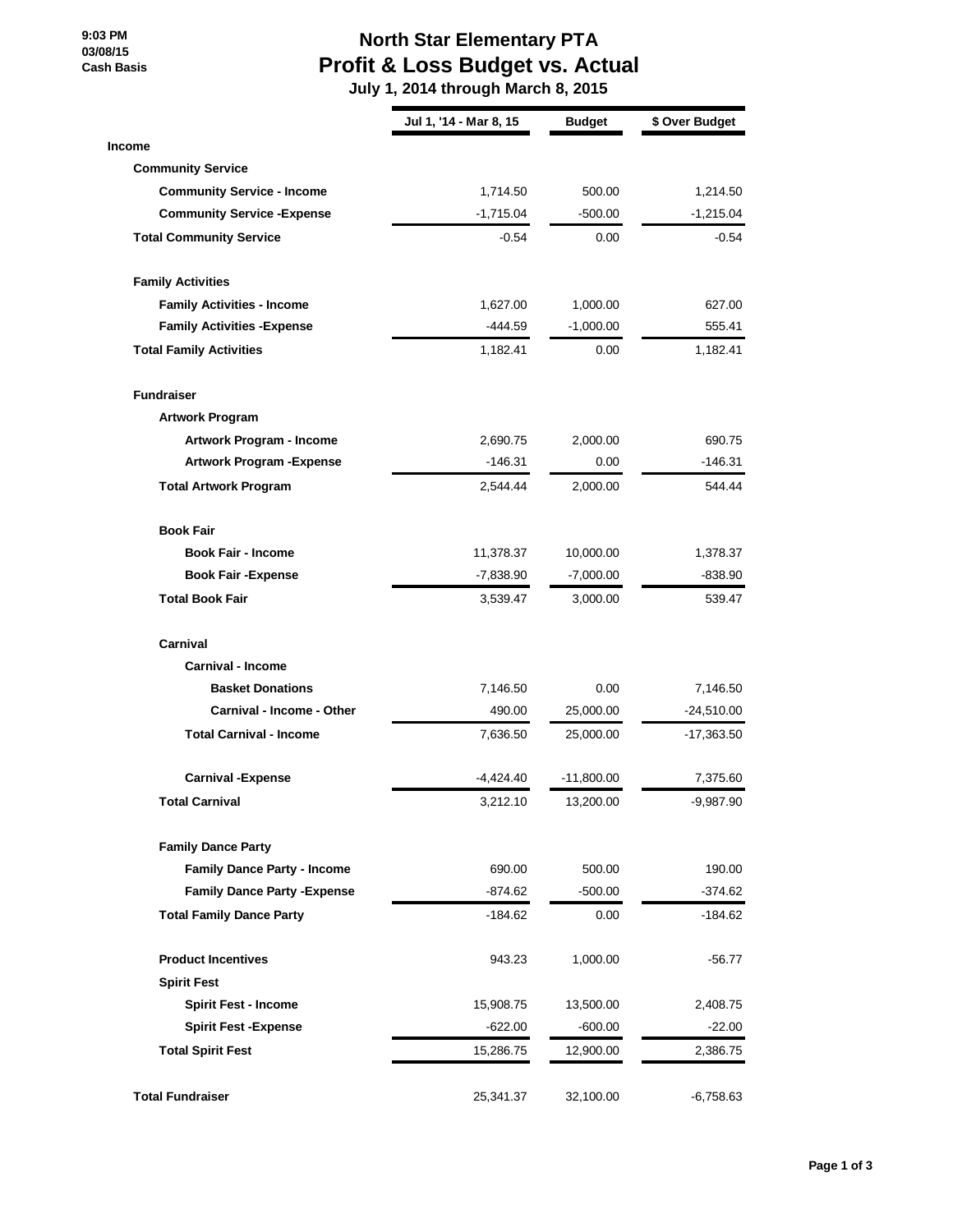9:03 PM
03/08/15
Cash Basis

# North Star Elementary PTA
## Profit & Loss Budget vs. Actual
### July 1, 2014 through March 8, 2015

| | Jul 1, '14 - Mar 8, 15 | Budget | $ Over Budget |
|---|---|---|---|
| **Income** | | | |
| **Community Service** | | | |
| **Community Service - Income** | 1,714.50 | 500.00 | 1,214.50 |
| **Community Service -Expense** | -1,715.04 | -500.00 | -1,215.04 |
| **Total Community Service** | -0.54 | 0.00 | -0.54 |
| **Family Activities** | | | |
| **Family Activities - Income** | 1,627.00 | 1,000.00 | 627.00 |
| **Family Activities -Expense** | -444.59 | -1,000.00 | 555.41 |
| **Total Family Activities** | 1,182.41 | 0.00 | 1,182.41 |
| **Fundraiser** | | | |
| **Artwork Program** | | | |
| **Artwork Program - Income** | 2,690.75 | 2,000.00 | 690.75 |
| **Artwork Program -Expense** | -146.31 | 0.00 | -146.31 |
| **Total Artwork Program** | 2,544.44 | 2,000.00 | 544.44 |
| **Book Fair** | | | |
| **Book Fair - Income** | 11,378.37 | 10,000.00 | 1,378.37 |
| **Book Fair -Expense** | -7,838.90 | -7,000.00 | -838.90 |
| **Total Book Fair** | 3,539.47 | 3,000.00 | 539.47 |
| **Carnival** | | | |
| **Carnival - Income** | | | |
| **Basket Donations** | 7,146.50 | 0.00 | 7,146.50 |
| **Carnival - Income - Other** | 490.00 | 25,000.00 | -24,510.00 |
| **Total Carnival - Income** | 7,636.50 | 25,000.00 | -17,363.50 |
| **Carnival -Expense** | -4,424.40 | -11,800.00 | 7,375.60 |
| **Total Carnival** | 3,212.10 | 13,200.00 | -9,987.90 |
| **Family Dance Party** | | | |
| **Family Dance Party - Income** | 690.00 | 500.00 | 190.00 |
| **Family Dance Party -Expense** | -874.62 | -500.00 | -374.62 |
| **Total Family Dance Party** | -184.62 | 0.00 | -184.62 |
| **Product Incentives** | 943.23 | 1,000.00 | -56.77 |
| **Spirit Fest** | | | |
| **Spirit Fest - Income** | 15,908.75 | 13,500.00 | 2,408.75 |
| **Spirit Fest -Expense** | -622.00 | -600.00 | -22.00 |
| **Total Spirit Fest** | 15,286.75 | 12,900.00 | 2,386.75 |
| **Total Fundraiser** | 25,341.37 | 32,100.00 | -6,758.63 |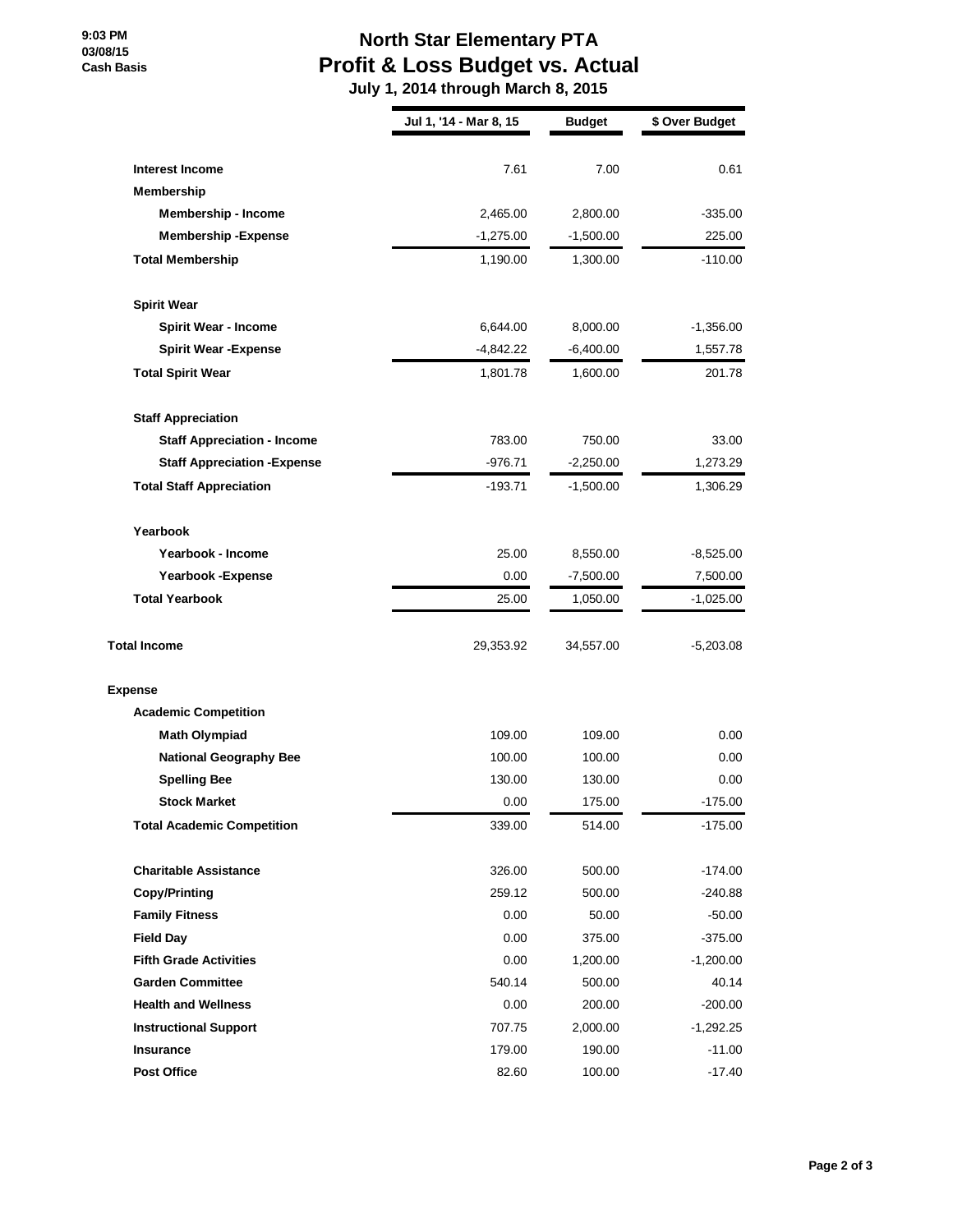# North Star Elementary PTA
# Profit & Loss Budget vs. Actual
## July 1, 2014 through March 8, 2015

9:03 PM
03/08/15
Cash Basis

| | Jul 1, '14 - Mar 8, 15 | Budget | $ Over Budget |
|---|---|---|---|
| **Interest Income** | 7.61 | 7.00 | 0.61 |
| **Membership** | | | |
| **Membership - Income** | 2,465.00 | 2,800.00 | -335.00 |
| **Membership -Expense** | -1,275.00 | -1,500.00 | 225.00 |
| **Total Membership** | 1,190.00 | 1,300.00 | -110.00 |
| **Spirit Wear** | | | |
| **Spirit Wear - Income** | 6,644.00 | 8,000.00 | -1,356.00 |
| **Spirit Wear -Expense** | -4,842.22 | -6,400.00 | 1,557.78 |
| **Total Spirit Wear** | 1,801.78 | 1,600.00 | 201.78 |
| **Staff Appreciation** | | | |
| **Staff Appreciation - Income** | 783.00 | 750.00 | 33.00 |
| **Staff Appreciation -Expense** | -976.71 | -2,250.00 | 1,273.29 |
| **Total Staff Appreciation** | -193.71 | -1,500.00 | 1,306.29 |
| **Yearbook** | | | |
| **Yearbook - Income** | 25.00 | 8,550.00 | -8,525.00 |
| **Yearbook -Expense** | 0.00 | -7,500.00 | 7,500.00 |
| **Total Yearbook** | 25.00 | 1,050.00 | -1,025.00 |
| **Total Income** | 29,353.92 | 34,557.00 | -5,203.08 |
| **Expense** | | | |
| **Academic Competition** | | | |
| **Math Olympiad** | 109.00 | 109.00 | 0.00 |
| **National Geography Bee** | 100.00 | 100.00 | 0.00 |
| **Spelling Bee** | 130.00 | 130.00 | 0.00 |
| **Stock Market** | 0.00 | 175.00 | -175.00 |
| **Total Academic Competition** | 339.00 | 514.00 | -175.00 |
| **Charitable Assistance** | 326.00 | 500.00 | -174.00 |
| **Copy/Printing** | 259.12 | 500.00 | -240.88 |
| **Family Fitness** | 0.00 | 50.00 | -50.00 |
| **Field Day** | 0.00 | 375.00 | -375.00 |
| **Fifth Grade Activities** | 0.00 | 1,200.00 | -1,200.00 |
| **Garden Committee** | 540.14 | 500.00 | 40.14 |
| **Health and Wellness** | 0.00 | 200.00 | -200.00 |
| **Instructional Support** | 707.75 | 2,000.00 | -1,292.25 |
| **Insurance** | 179.00 | 190.00 | -11.00 |
| **Post Office** | 82.60 | 100.00 | -17.40 |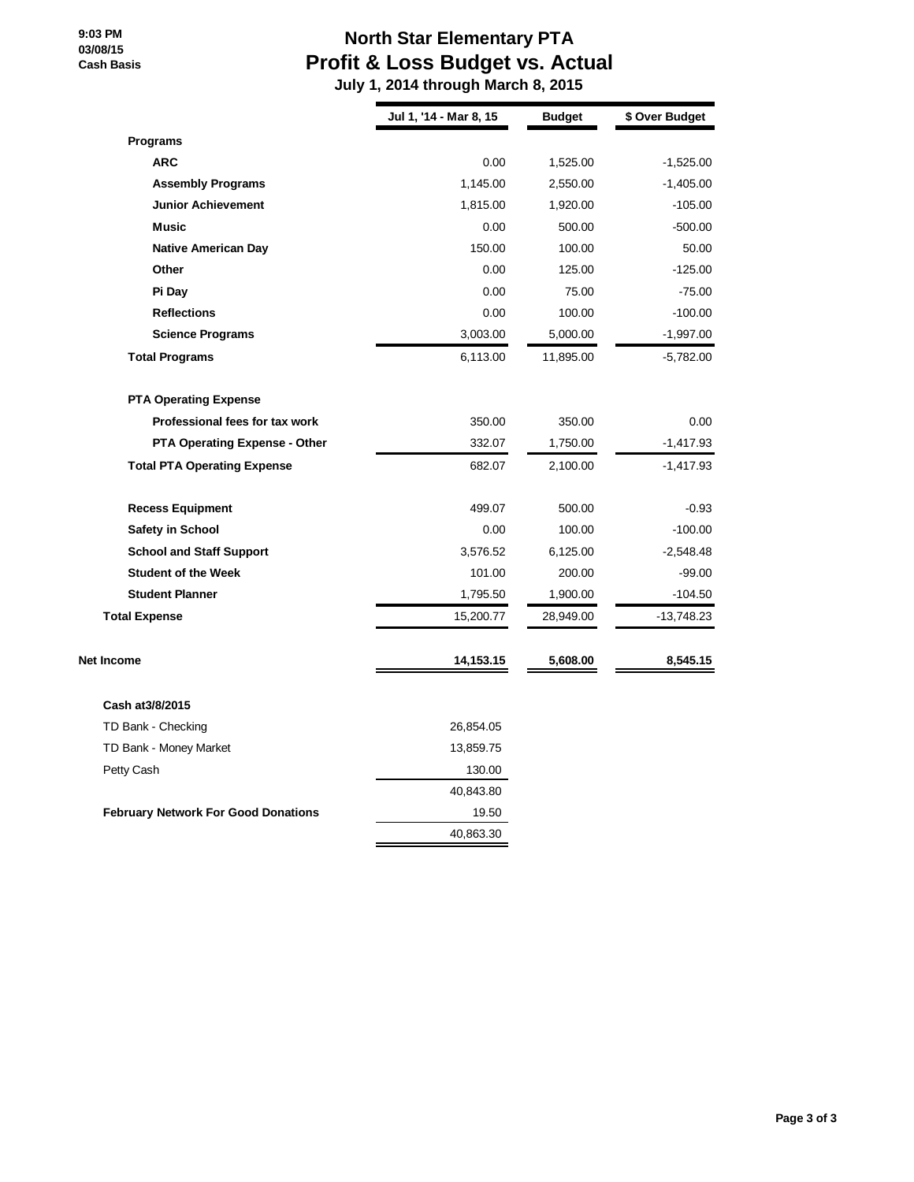9:03 PM
03/08/15
Cash Basis

# North Star Elementary PTA
## Profit & Loss Budget vs. Actual
### July 1, 2014 through March 8, 2015

| | Jul 1, '14 - Mar 8, 15 | Budget | $ Over Budget |
|---|---|---|---|
| **Programs** | | | |
| **ARC** | 0.00 | 1,525.00 | -1,525.00 |
| **Assembly Programs** | 1,145.00 | 2,550.00 | -1,405.00 |
| **Junior Achievement** | 1,815.00 | 1,920.00 | -105.00 |
| **Music** | 0.00 | 500.00 | -500.00 |
| **Native American Day** | 150.00 | 100.00 | 50.00 |
| **Other** | 0.00 | 125.00 | -125.00 |
| **Pi Day** | 0.00 | 75.00 | -75.00 |
| **Reflections** | 0.00 | 100.00 | -100.00 |
| **Science Programs** | 3,003.00 | 5,000.00 | -1,997.00 |
| **Total Programs** | 6,113.00 | 11,895.00 | -5,782.00 |
| **PTA Operating Expense** | | | |
| **Professional fees for tax work** | 350.00 | 350.00 | 0.00 |
| **PTA Operating Expense - Other** | 332.07 | 1,750.00 | -1,417.93 |
| **Total PTA Operating Expense** | 682.07 | 2,100.00 | -1,417.93 |
| **Recess Equipment** | 499.07 | 500.00 | -0.93 |
| **Safety in School** | 0.00 | 100.00 | -100.00 |
| **School and Staff Support** | 3,576.52 | 6,125.00 | -2,548.48 |
| **Student of the Week** | 101.00 | 200.00 | -99.00 |
| **Student Planner** | 1,795.50 | 1,900.00 | -104.50 |
| **Total Expense** | 15,200.77 | 28,949.00 | -13,748.23 |
| **Net Income** | **14,153.15** | **5,608.00** | **8,545.15** |

| | |
|---|---|
| **Cash at3/8/2015** | |
| TD Bank - Checking | 26,854.05 |
| TD Bank - Money Market | 13,859.75 |
| Petty Cash | 130.00 |
| | 40,843.80 |
| **February Network For Good Donations** | 19.50 |
| | 40,863.30 |